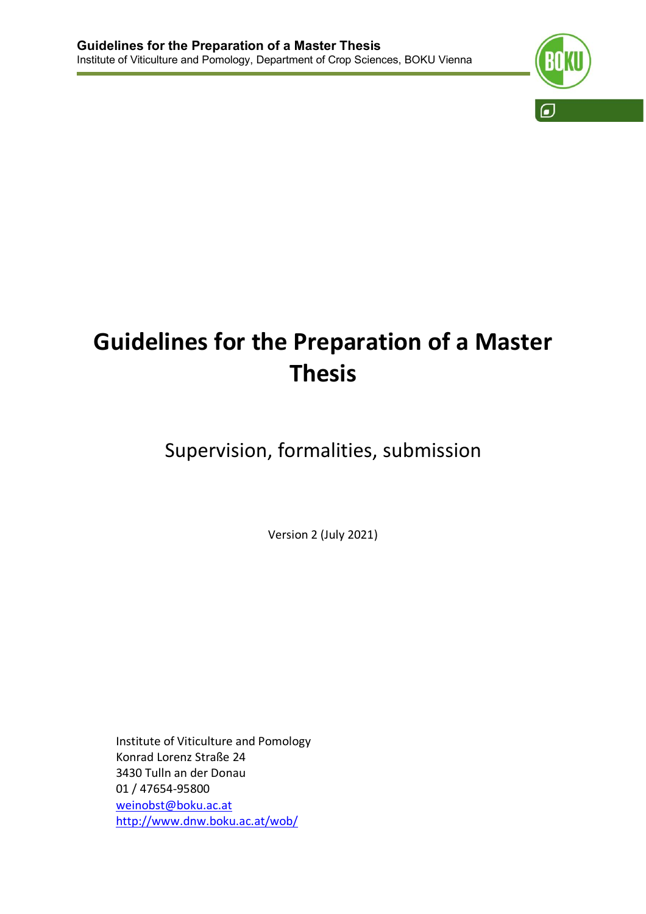# Guidelines for the Preparation of a Master Thesis

## Supervision, formalities, submission

Version 2 (July 2021)

Institute of Viticulture and Pomology
Konrad Lorenz Straße 24
3430 Tulln an der Donau
01 / 47654-95800
weinobst@boku.ac.at
http://www.dnw.boku.ac.at/wob/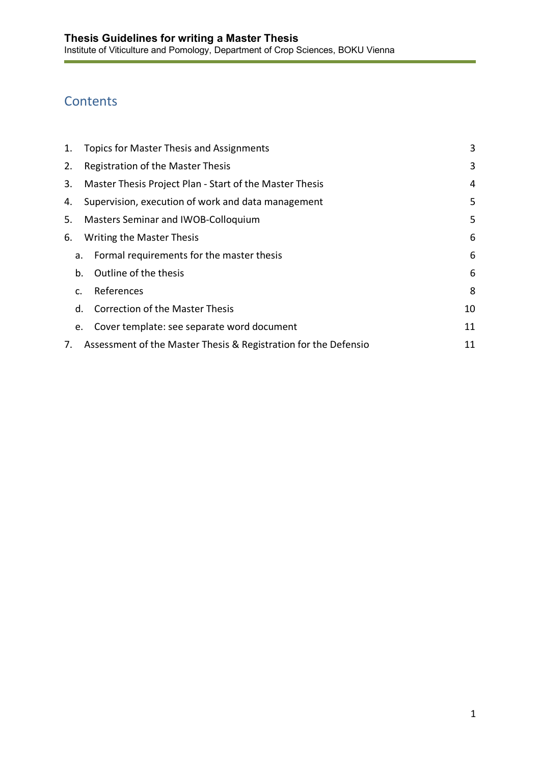## Contents

1. Topics for Master Thesis and Assignments ... 3
2. Registration of the Master Thesis ... 3
3. Master Thesis Project Plan - Start of the Master Thesis ... 4
4. Supervision, execution of work and data management ... 5
5. Masters Seminar and IWOB-Colloquium ... 5
6. Writing the Master Thesis ... 6
   a. Formal requirements for the master thesis ... 6
   b. Outline of the thesis ... 6
   c. References ... 8
   d. Correction of the Master Thesis ... 10
   e. Cover template: see separate word document ... 11
7. Assessment of the Master Thesis & Registration for the Defensio ... 11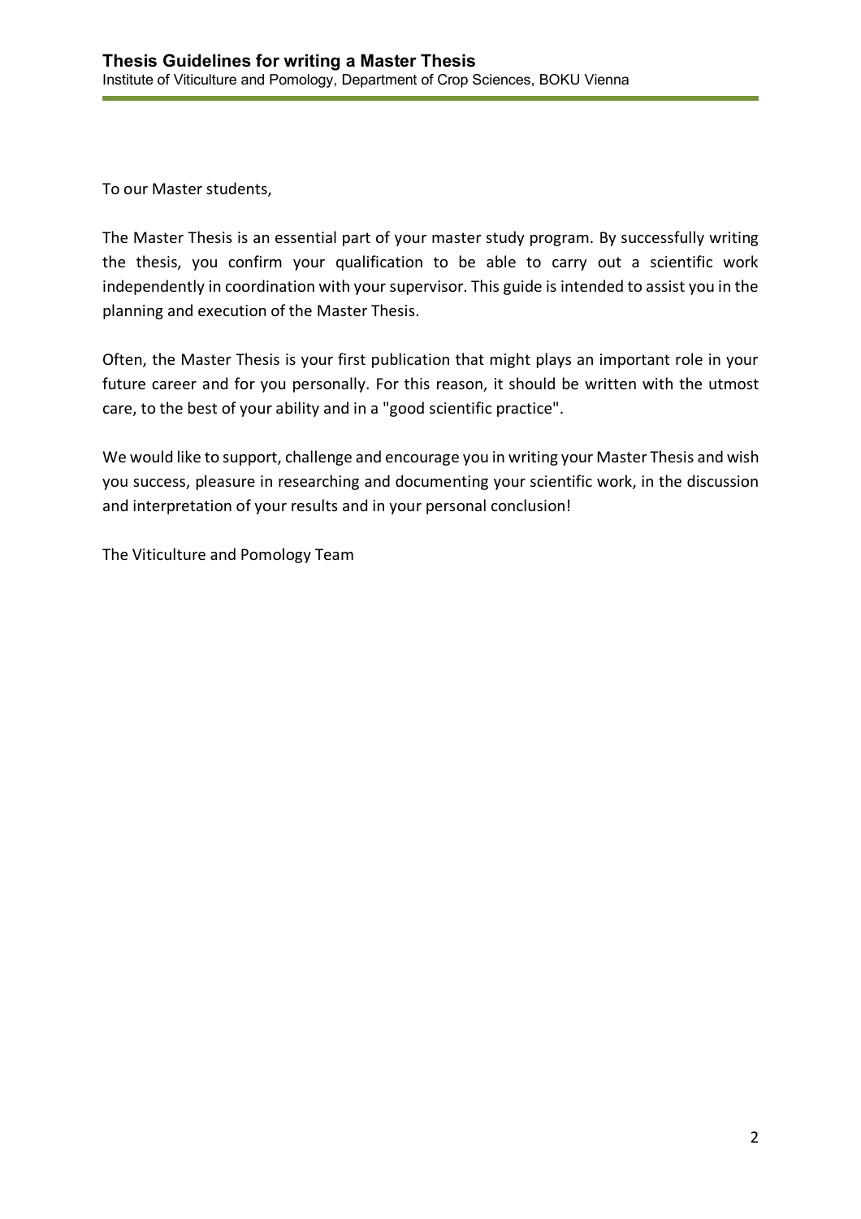To our Master students,

The Master Thesis is an essential part of your master study program. By successfully writing the thesis, you confirm your qualification to be able to carry out a scientific work independently in coordination with your supervisor. This guide is intended to assist you in the planning and execution of the Master Thesis.

Often, the Master Thesis is your first publication that might plays an important role in your future career and for you personally. For this reason, it should be written with the utmost care, to the best of your ability and in a "good scientific practice".

We would like to support, challenge and encourage you in writing your Master Thesis and wish you success, pleasure in researching and documenting your scientific work, in the discussion and interpretation of your results and in your personal conclusion!

The Viticulture and Pomology Team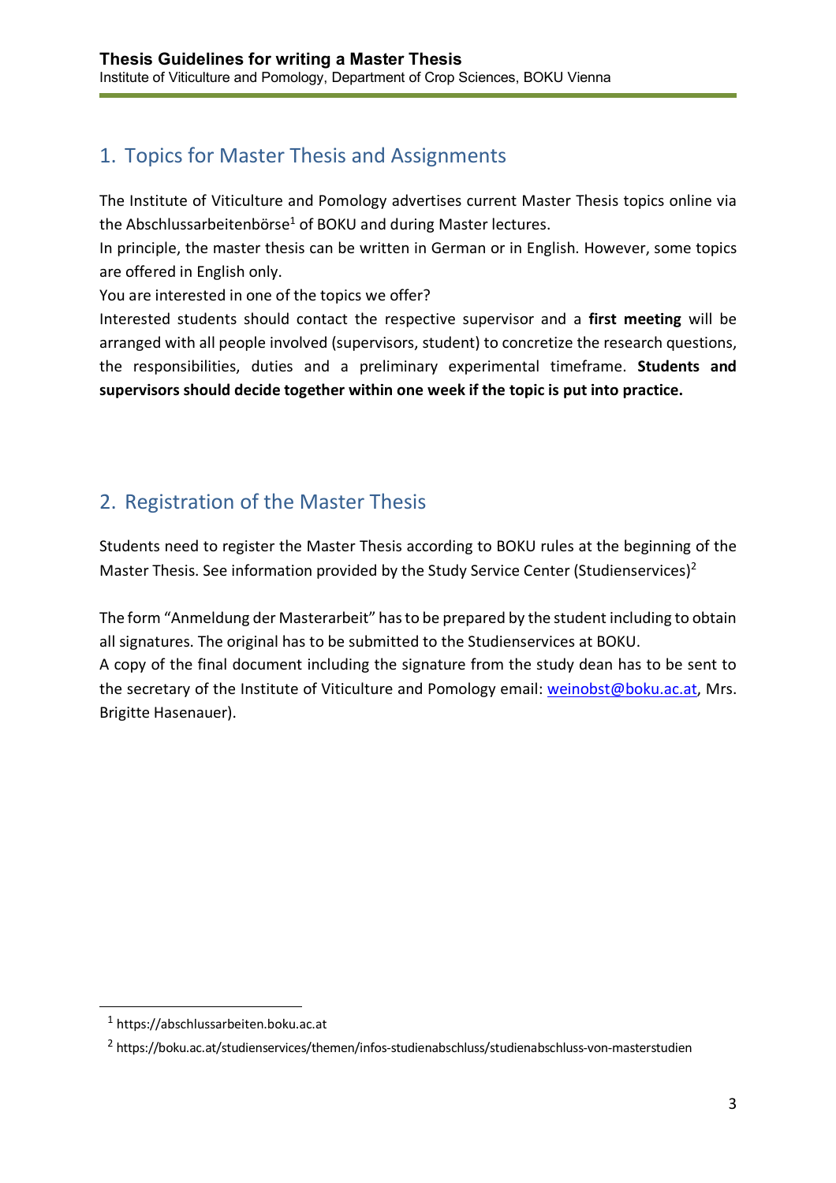## 1. Topics for Master Thesis and Assignments

The Institute of Viticulture and Pomology advertises current Master Thesis topics online via the Abschlussarbeitenbörse[1] of BOKU and during Master lectures.
In principle, the master thesis can be written in German or in English. However, some topics are offered in English only.
You are interested in one of the topics we offer?
Interested students should contact the respective supervisor and a **first meeting** will be arranged with all people involved (supervisors, student) to concretize the research questions, the responsibilities, duties and a preliminary experimental timeframe. **Students and supervisors should decide together within one week if the topic is put into practice.**

## 2. Registration of the Master Thesis

Students need to register the Master Thesis according to BOKU rules at the beginning of the Master Thesis. See information provided by the Study Service Center (Studienservices)[2]

The form "Anmeldung der Masterarbeit" has to be prepared by the student including to obtain all signatures. The original has to be submitted to the Studienservices at BOKU.
A copy of the final document including the signature from the study dean has to be sent to the secretary of the Institute of Viticulture and Pomology email: weinobst@boku.ac.at, Mrs. Brigitte Hasenauer).

---

[1] https://abschlussarbeiten.boku.ac.at

[2] https://boku.ac.at/studienservices/themen/infos-studienabschluss/studienabschluss-von-masterstudien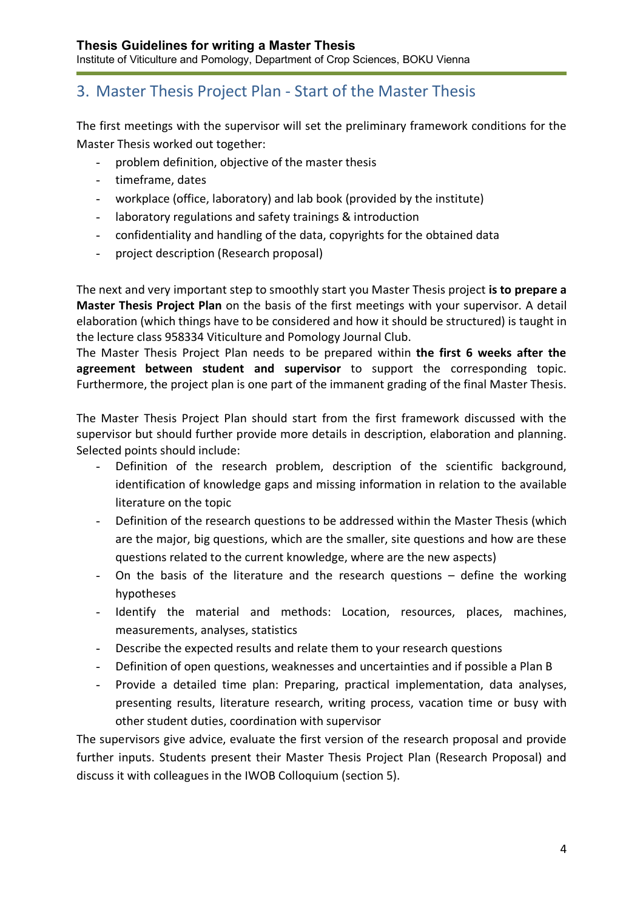## 3. Master Thesis Project Plan - Start of the Master Thesis

The first meetings with the supervisor will set the preliminary framework conditions for the Master Thesis worked out together:

- problem definition, objective of the master thesis
- timeframe, dates
- workplace (office, laboratory) and lab book (provided by the institute)
- laboratory regulations and safety trainings & introduction
- confidentiality and handling of the data, copyrights for the obtained data
- project description (Research proposal)

The next and very important step to smoothly start you Master Thesis project **is to prepare a Master Thesis Project Plan** on the basis of the first meetings with your supervisor. A detail elaboration (which things have to be considered and how it should be structured) is taught in the lecture class 958334 Viticulture and Pomology Journal Club.
The Master Thesis Project Plan needs to be prepared within **the first 6 weeks after the agreement between student and supervisor** to support the corresponding topic. Furthermore, the project plan is one part of the immanent grading of the final Master Thesis.

The Master Thesis Project Plan should start from the first framework discussed with the supervisor but should further provide more details in description, elaboration and planning. Selected points should include:

- Definition of the research problem, description of the scientific background, identification of knowledge gaps and missing information in relation to the available literature on the topic
- Definition of the research questions to be addressed within the Master Thesis (which are the major, big questions, which are the smaller, site questions and how are these questions related to the current knowledge, where are the new aspects)
- On the basis of the literature and the research questions – define the working hypotheses
- Identify the material and methods: Location, resources, places, machines, measurements, analyses, statistics
- Describe the expected results and relate them to your research questions
- Definition of open questions, weaknesses and uncertainties and if possible a Plan B
- Provide a detailed time plan: Preparing, practical implementation, data analyses, presenting results, literature research, writing process, vacation time or busy with other student duties, coordination with supervisor

The supervisors give advice, evaluate the first version of the research proposal and provide further inputs. Students present their Master Thesis Project Plan (Research Proposal) and discuss it with colleagues in the IWOB Colloquium (section 5).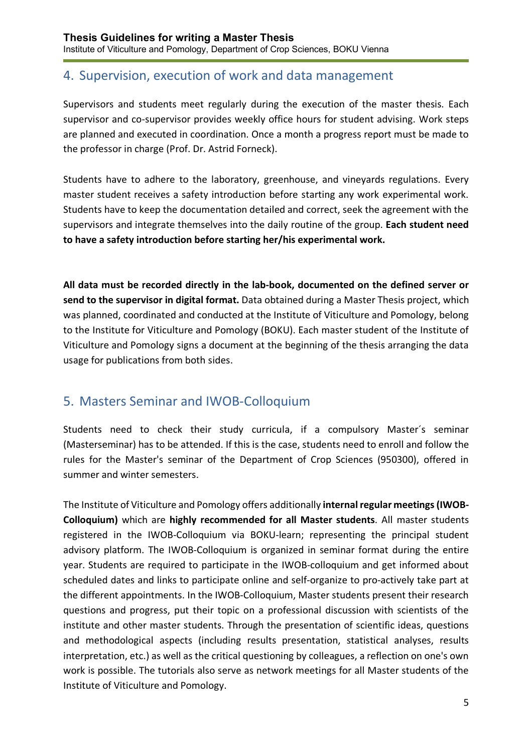## 4. Supervision, execution of work and data management

Supervisors and students meet regularly during the execution of the master thesis. Each supervisor and co-supervisor provides weekly office hours for student advising. Work steps are planned and executed in coordination. Once a month a progress report must be made to the professor in charge (Prof. Dr. Astrid Forneck).

Students have to adhere to the laboratory, greenhouse, and vineyards regulations. Every master student receives a safety introduction before starting any work experimental work. Students have to keep the documentation detailed and correct, seek the agreement with the supervisors and integrate themselves into the daily routine of the group. **Each student need to have a safety introduction before starting her/his experimental work.**

**All data must be recorded directly in the lab-book, documented on the defined server or send to the supervisor in digital format.** Data obtained during a Master Thesis project, which was planned, coordinated and conducted at the Institute of Viticulture and Pomology, belong to the Institute for Viticulture and Pomology (BOKU). Each master student of the Institute of Viticulture and Pomology signs a document at the beginning of the thesis arranging the data usage for publications from both sides.

## 5. Masters Seminar and IWOB-Colloquium

Students need to check their study curricula, if a compulsory Master´s seminar (Masterseminar) has to be attended. If this is the case, students need to enroll and follow the rules for the Master's seminar of the Department of Crop Sciences (950300), offered in summer and winter semesters.

The Institute of Viticulture and Pomology offers additionally **internal regular meetings (IWOB-Colloquium)** which are **highly recommended for all Master students**. All master students registered in the IWOB-Colloquium via BOKU-learn; representing the principal student advisory platform. The IWOB-Colloquium is organized in seminar format during the entire year. Students are required to participate in the IWOB-colloquium and get informed about scheduled dates and links to participate online and self-organize to pro-actively take part at the different appointments. In the IWOB-Colloquium, Master students present their research questions and progress, put their topic on a professional discussion with scientists of the institute and other master students. Through the presentation of scientific ideas, questions and methodological aspects (including results presentation, statistical analyses, results interpretation, etc.) as well as the critical questioning by colleagues, a reflection on one's own work is possible. The tutorials also serve as network meetings for all Master students of the Institute of Viticulture and Pomology.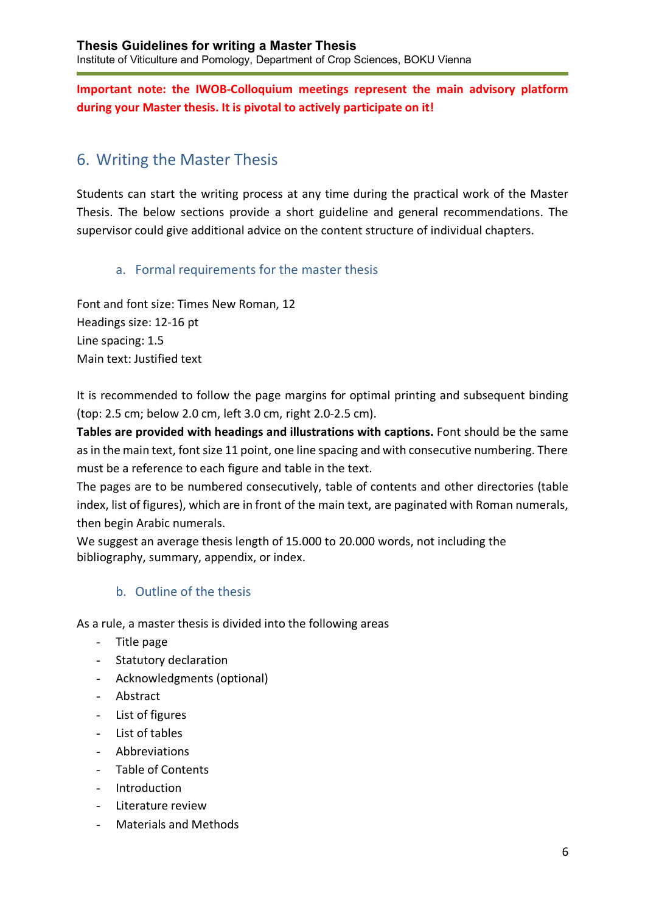**Important note: the IWOB-Colloquium meetings represent the main advisory platform during your Master thesis. It is pivotal to actively participate on it!**

## 6. Writing the Master Thesis

Students can start the writing process at any time during the practical work of the Master Thesis. The below sections provide a short guideline and general recommendations. The supervisor could give additional advice on the content structure of individual chapters.

### a. Formal requirements for the master thesis

Font and font size: Times New Roman, 12
Headings size: 12-16 pt
Line spacing: 1.5
Main text: Justified text

It is recommended to follow the page margins for optimal printing and subsequent binding (top: 2.5 cm; below 2.0 cm, left 3.0 cm, right 2.0-2.5 cm).
**Tables are provided with headings and illustrations with captions.** Font should be the same as in the main text, font size 11 point, one line spacing and with consecutive numbering. There must be a reference to each figure and table in the text.
The pages are to be numbered consecutively, table of contents and other directories (table index, list of figures), which are in front of the main text, are paginated with Roman numerals, then begin Arabic numerals.
We suggest an average thesis length of 15.000 to 20.000 words, not including the bibliography, summary, appendix, or index.

### b. Outline of the thesis

As a rule, a master thesis is divided into the following areas

- Title page
- Statutory declaration
- Acknowledgments (optional)
- Abstract
- List of figures
- List of tables
- Abbreviations
- Table of Contents
- Introduction
- Literature review
- Materials and Methods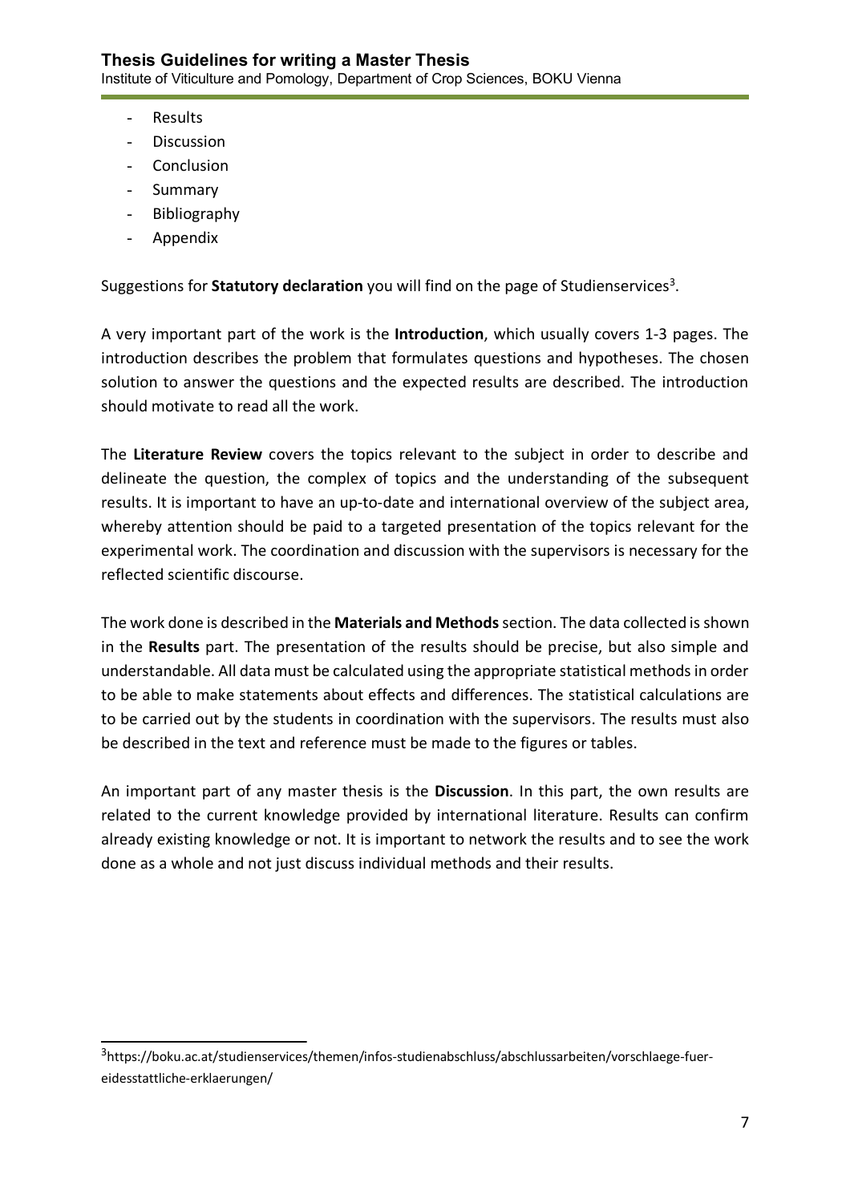- Results
- Discussion
- Conclusion
- Summary
- Bibliography
- Appendix

Suggestions for **Statutory declaration** you will find on the page of Studienservices[3].

A very important part of the work is the **Introduction**, which usually covers 1-3 pages. The introduction describes the problem that formulates questions and hypotheses. The chosen solution to answer the questions and the expected results are described. The introduction should motivate to read all the work.

The **Literature Review** covers the topics relevant to the subject in order to describe and delineate the question, the complex of topics and the understanding of the subsequent results. It is important to have an up-to-date and international overview of the subject area, whereby attention should be paid to a targeted presentation of the topics relevant for the experimental work. The coordination and discussion with the supervisors is necessary for the reflected scientific discourse.

The work done is described in the **Materials and Methods** section. The data collected is shown in the **Results** part. The presentation of the results should be precise, but also simple and understandable. All data must be calculated using the appropriate statistical methods in order to be able to make statements about effects and differences. The statistical calculations are to be carried out by the students in coordination with the supervisors. The results must also be described in the text and reference must be made to the figures or tables.

An important part of any master thesis is the **Discussion**. In this part, the own results are related to the current knowledge provided by international literature. Results can confirm already existing knowledge or not. It is important to network the results and to see the work done as a whole and not just discuss individual methods and their results.

---

[3] https://boku.ac.at/studienservices/themen/infos-studienabschluss/abschlussarbeiten/vorschlaege-fuer-eidesstattliche-erklaerungen/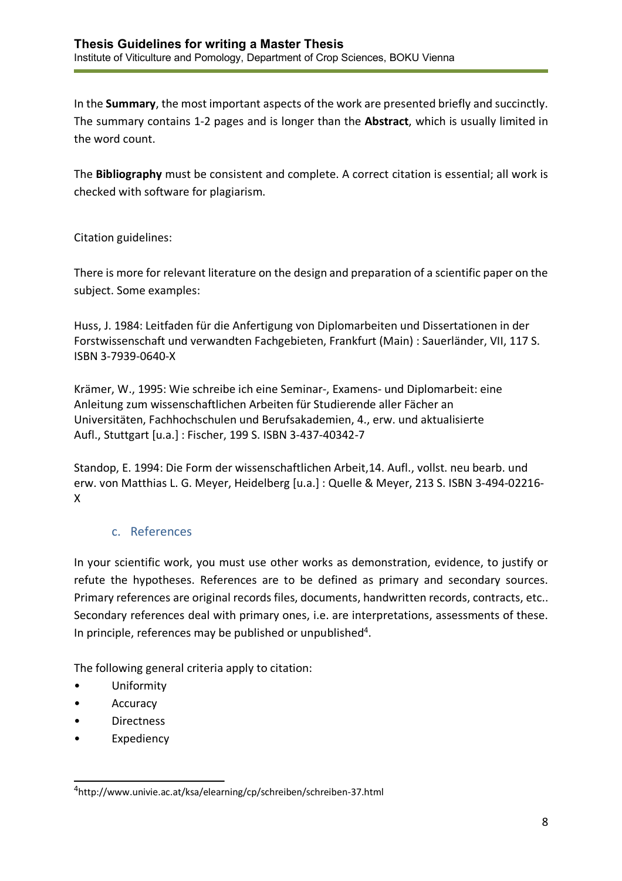In the **Summary**, the most important aspects of the work are presented briefly and succinctly. The summary contains 1-2 pages and is longer than the **Abstract**, which is usually limited in the word count.

The **Bibliography** must be consistent and complete. A correct citation is essential; all work is checked with software for plagiarism.

Citation guidelines:

There is more for relevant literature on the design and preparation of a scientific paper on the subject. Some examples:

Huss, J. 1984: Leitfaden für die Anfertigung von Diplomarbeiten und Dissertationen in der Forstwissenschaft und verwandten Fachgebieten, Frankfurt (Main) : Sauerländer, VII, 117 S. ISBN 3-7939-0640-X

Krämer, W., 1995: Wie schreibe ich eine Seminar-, Examens- und Diplomarbeit: eine Anleitung zum wissenschaftlichen Arbeiten für Studierende aller Fächer an Universitäten, Fachhochschulen und Berufsakademien, 4., erw. und aktualisierte Aufl., Stuttgart [u.a.] : Fischer, 199 S. ISBN 3-437-40342-7

Standop, E. 1994: Die Form der wissenschaftlichen Arbeit,14. Aufl., vollst. neu bearb. und erw. von Matthias L. G. Meyer, Heidelberg [u.a.] : Quelle & Meyer, 213 S. ISBN 3-494-02216-X

### c. References

In your scientific work, you must use other works as demonstration, evidence, to justify or refute the hypotheses. References are to be defined as primary and secondary sources. Primary references are original records files, documents, handwritten records, contracts, etc.. Secondary references deal with primary ones, i.e. are interpretations, assessments of these. In principle, references may be published or unpublished[4].

The following general criteria apply to citation:

- Uniformity
- Accuracy
- Directness
- Expediency

[4] http://www.univie.ac.at/ksa/elearning/cp/schreiben/schreiben-37.html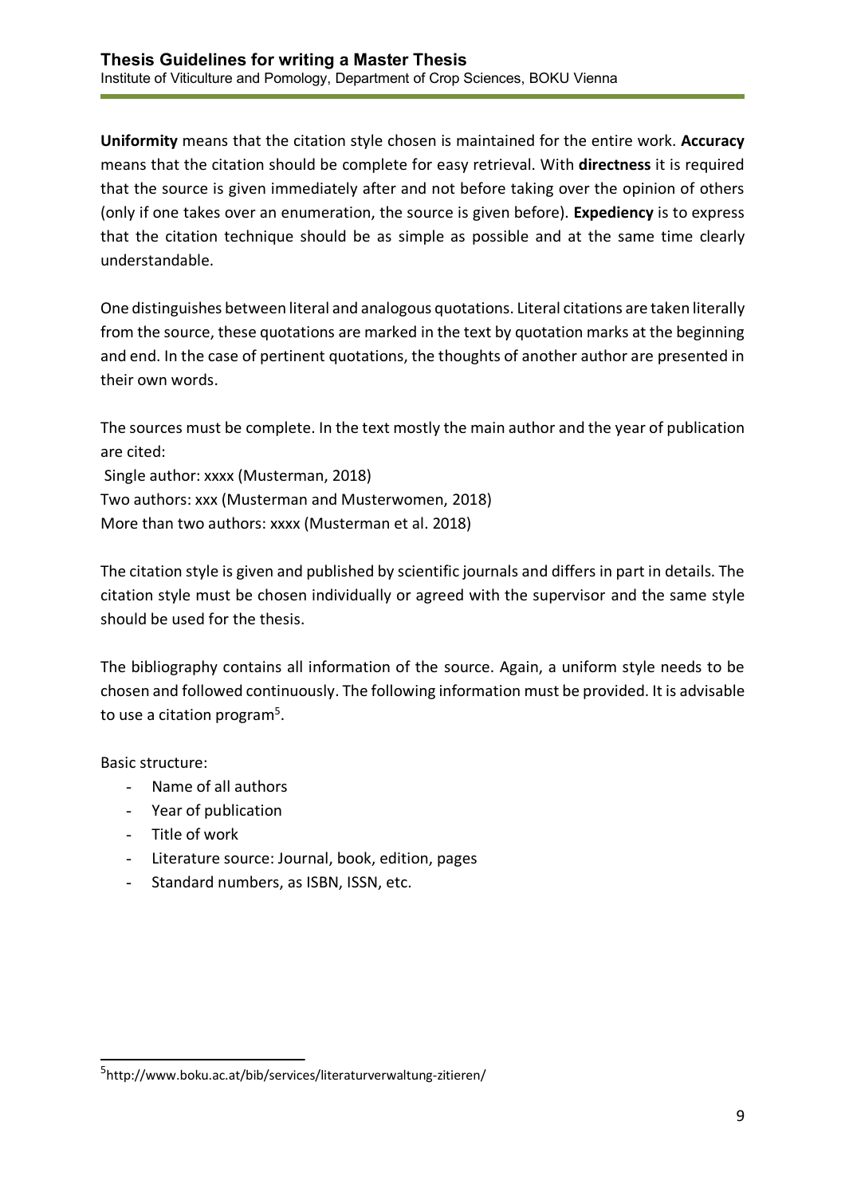**Uniformity** means that the citation style chosen is maintained for the entire work. **Accuracy** means that the citation should be complete for easy retrieval. With **directness** it is required that the source is given immediately after and not before taking over the opinion of others (only if one takes over an enumeration, the source is given before). **Expediency** is to express that the citation technique should be as simple as possible and at the same time clearly understandable.

One distinguishes between literal and analogous quotations. Literal citations are taken literally from the source, these quotations are marked in the text by quotation marks at the beginning and end. In the case of pertinent quotations, the thoughts of another author are presented in their own words.

The sources must be complete. In the text mostly the main author and the year of publication are cited:
Single author: xxxx (Musterman, 2018)
Two authors: xxx (Musterman and Musterwomen, 2018)
More than two authors: xxxx (Musterman et al. 2018)

The citation style is given and published by scientific journals and differs in part in details. The citation style must be chosen individually or agreed with the supervisor and the same style should be used for the thesis.

The bibliography contains all information of the source. Again, a uniform style needs to be chosen and followed continuously. The following information must be provided. It is advisable to use a citation program[5].

Basic structure:

- Name of all authors
- Year of publication
- Title of work
- Literature source: Journal, book, edition, pages
- Standard numbers, as ISBN, ISSN, etc.

[5] http://www.boku.ac.at/bib/services/literaturverwaltung-zitieren/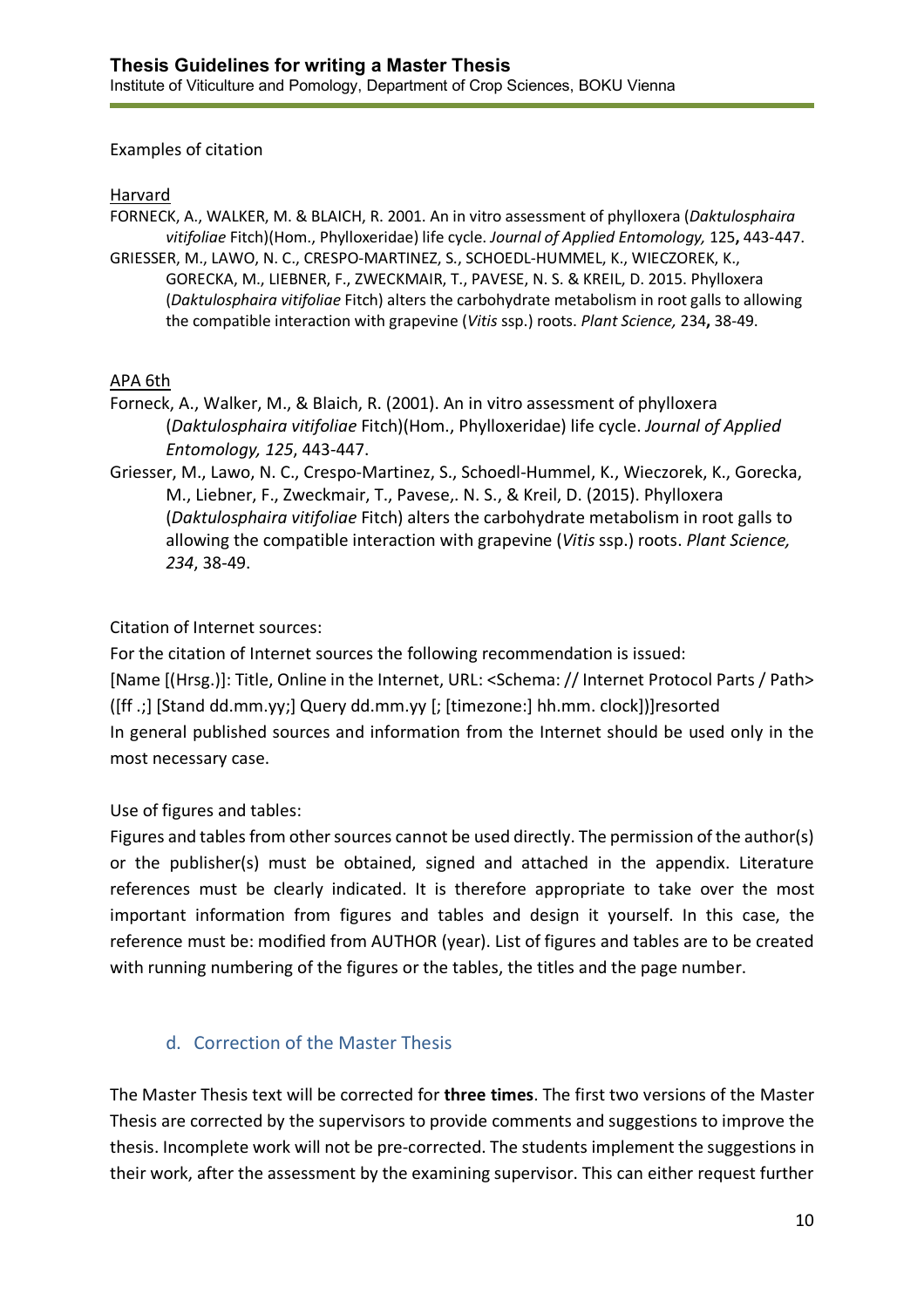Examples of citation

Harvard

FORNECK, A., WALKER, M. & BLAICH, R. 2001. An in vitro assessment of phylloxera (*Daktulosphaira vitifoliae* Fitch)(Hom., Phylloxeridae) life cycle. *Journal of Applied Entomology,* 125**,** 443-447.

GRIESSER, M., LAWO, N. C., CRESPO-MARTINEZ, S., SCHOEDL-HUMMEL, K., WIECZOREK, K., GORECKA, M., LIEBNER, F., ZWECKMAIR, T., PAVESE, N. S. & KREIL, D. 2015. Phylloxera (*Daktulosphaira vitifoliae* Fitch) alters the carbohydrate metabolism in root galls to allowing the compatible interaction with grapevine (*Vitis* ssp.) roots. *Plant Science,* 234**,** 38-49.

APA 6th

Forneck, A., Walker, M., & Blaich, R. (2001). An in vitro assessment of phylloxera (*Daktulosphaira vitifoliae* Fitch)(Hom., Phylloxeridae) life cycle. *Journal of Applied Entomology, 125*, 443-447.

Griesser, M., Lawo, N. C., Crespo-Martinez, S., Schoedl-Hummel, K., Wieczorek, K., Gorecka, M., Liebner, F., Zweckmair, T., Pavese,. N. S., & Kreil, D. (2015). Phylloxera (*Daktulosphaira vitifoliae* Fitch) alters the carbohydrate metabolism in root galls to allowing the compatible interaction with grapevine (*Vitis* ssp.) roots. *Plant Science, 234*, 38-49.

Citation of Internet sources:

For the citation of Internet sources the following recommendation is issued:
[Name [(Hrsg.)]: Title, Online in the Internet, URL: <Schema: // Internet Protocol Parts / Path> ([ff .;] [Stand dd.mm.yy;] Query dd.mm.yy [; [timezone:] hh.mm. clock])]resorted
In general published sources and information from the Internet should be used only in the most necessary case.

Use of figures and tables:

Figures and tables from other sources cannot be used directly. The permission of the author(s) or the publisher(s) must be obtained, signed and attached in the appendix. Literature references must be clearly indicated. It is therefore appropriate to take over the most important information from figures and tables and design it yourself. In this case, the reference must be: modified from AUTHOR (year). List of figures and tables are to be created with running numbering of the figures or the tables, the titles and the page number.

### d. Correction of the Master Thesis

The Master Thesis text will be corrected for **three times**. The first two versions of the Master Thesis are corrected by the supervisors to provide comments and suggestions to improve the thesis. Incomplete work will not be pre-corrected. The students implement the suggestions in their work, after the assessment by the examining supervisor. This can either request further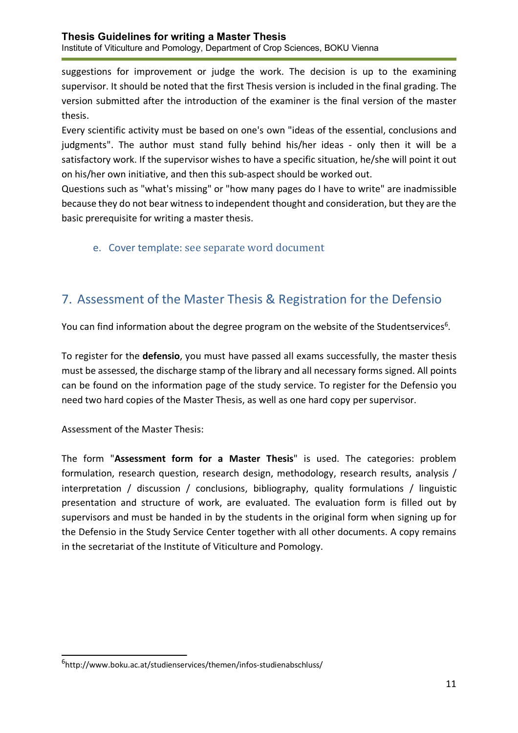suggestions for improvement or judge the work. The decision is up to the examining supervisor. It should be noted that the first Thesis version is included in the final grading. The version submitted after the introduction of the examiner is the final version of the master thesis.

Every scientific activity must be based on one's own "ideas of the essential, conclusions and judgments". The author must stand fully behind his/her ideas - only then it will be a satisfactory work. If the supervisor wishes to have a specific situation, he/she will point it out on his/her own initiative, and then this sub-aspect should be worked out.

Questions such as "what's missing" or "how many pages do I have to write" are inadmissible because they do not bear witness to independent thought and consideration, but they are the basic prerequisite for writing a master thesis.

### e. Cover template: see separate word document

## 7. Assessment of the Master Thesis & Registration for the Defensio

You can find information about the degree program on the website of the Studentservices[6].

To register for the **defensio**, you must have passed all exams successfully, the master thesis must be assessed, the discharge stamp of the library and all necessary forms signed. All points can be found on the information page of the study service. To register for the Defensio you need two hard copies of the Master Thesis, as well as one hard copy per supervisor.

Assessment of the Master Thesis:

The form "**Assessment form for a Master Thesis**" is used. The categories: problem formulation, research question, research design, methodology, research results, analysis / interpretation / discussion / conclusions, bibliography, quality formulations / linguistic presentation and structure of work, are evaluated. The evaluation form is filled out by supervisors and must be handed in by the students in the original form when signing up for the Defensio in the Study Service Center together with all other documents. A copy remains in the secretariat of the Institute of Viticulture and Pomology.

[6] http://www.boku.ac.at/studienservices/themen/infos-studienabschluss/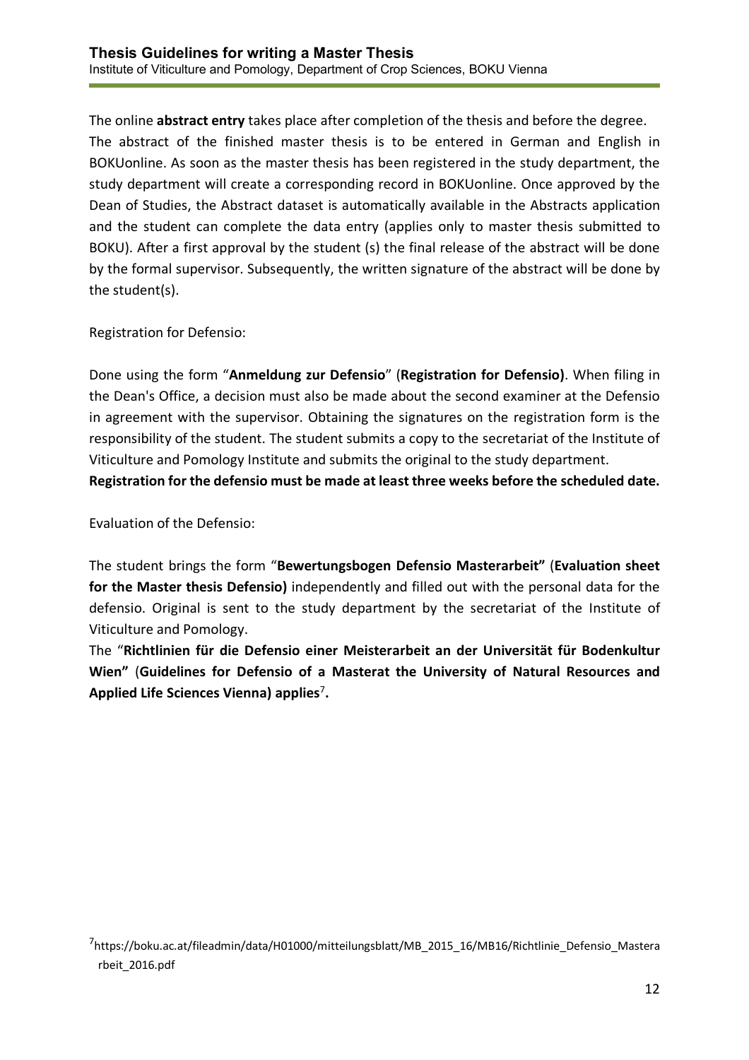The online **abstract entry** takes place after completion of the thesis and before the degree. The abstract of the finished master thesis is to be entered in German and English in BOKUonline. As soon as the master thesis has been registered in the study department, the study department will create a corresponding record in BOKUonline. Once approved by the Dean of Studies, the Abstract dataset is automatically available in the Abstracts application and the student can complete the data entry (applies only to master thesis submitted to BOKU). After a first approval by the student (s) the final release of the abstract will be done by the formal supervisor. Subsequently, the written signature of the abstract will be done by the student(s).

Registration for Defensio:

Done using the form "**Anmeldung zur Defensio**" (**Registration for Defensio)**. When filing in the Dean's Office, a decision must also be made about the second examiner at the Defensio in agreement with the supervisor. Obtaining the signatures on the registration form is the responsibility of the student. The student submits a copy to the secretariat of the Institute of Viticulture and Pomology Institute and submits the original to the study department.
**Registration for the defensio must be made at least three weeks before the scheduled date.**

Evaluation of the Defensio:

The student brings the form "**Bewertungsbogen Defensio Masterarbeit"** (**Evaluation sheet for the Master thesis Defensio)** independently and filled out with the personal data for the defensio. Original is sent to the study department by the secretariat of the Institute of Viticulture and Pomology.
The "**Richtlinien für die Defensio einer Meisterarbeit an der Universität für Bodenkultur Wien"** (**Guidelines for Defensio of a Masterat the University of Natural Resources and Applied Life Sciences Vienna) applies**[7]**.**

[7] https://boku.ac.at/fileadmin/data/H01000/mitteilungsblatt/MB_2015_16/MB16/Richtlinie_Defensio_Masterarbeit_2016.pdf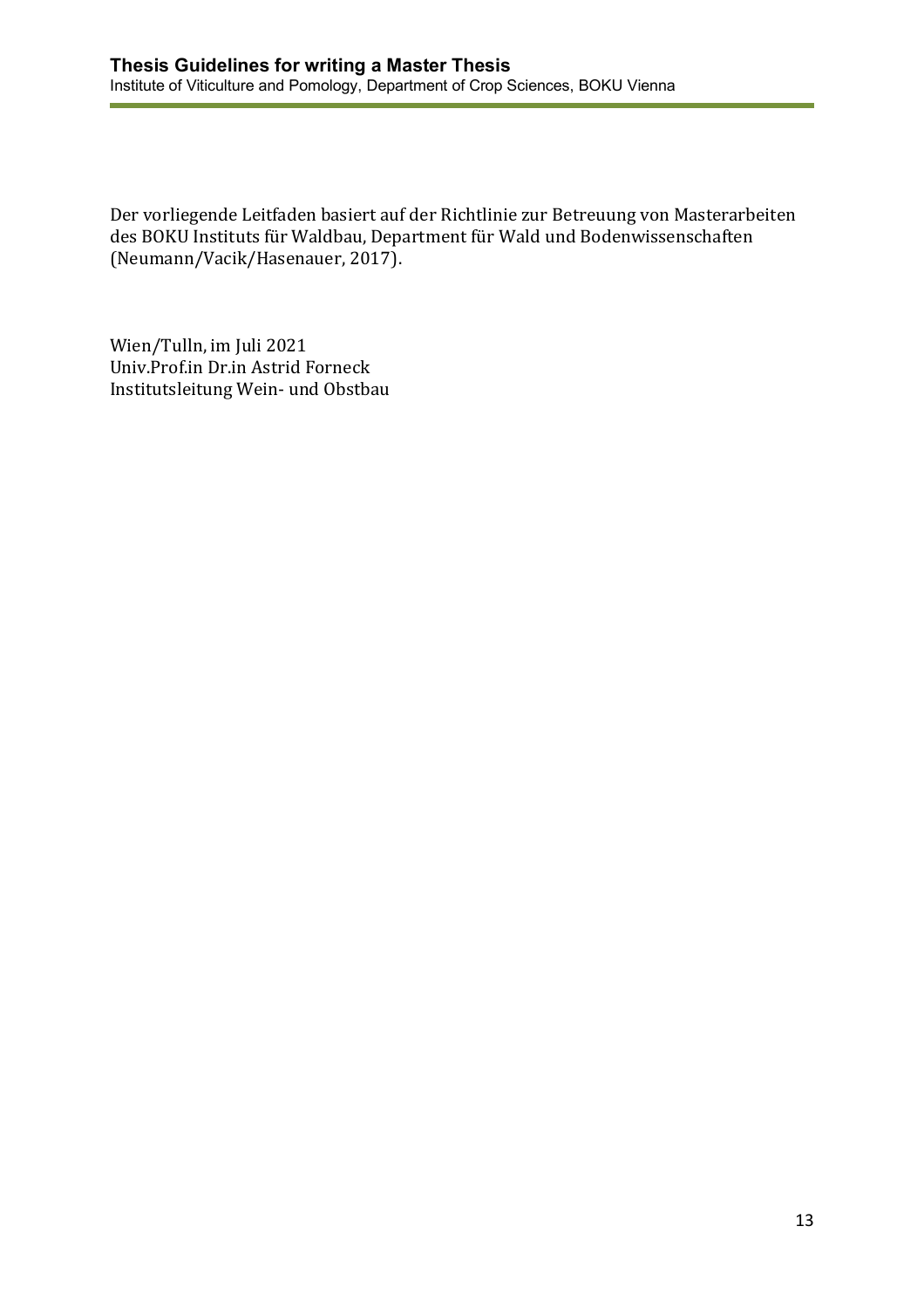Der vorliegende Leitfaden basiert auf der Richtlinie zur Betreuung von Masterarbeiten des BOKU Instituts für Waldbau, Department für Wald und Bodenwissenschaften (Neumann/Vacik/Hasenauer, 2017).

Wien/Tulln, im Juli 2021
Univ.Prof.in Dr.in Astrid Forneck
Institutsleitung Wein- und Obstbau